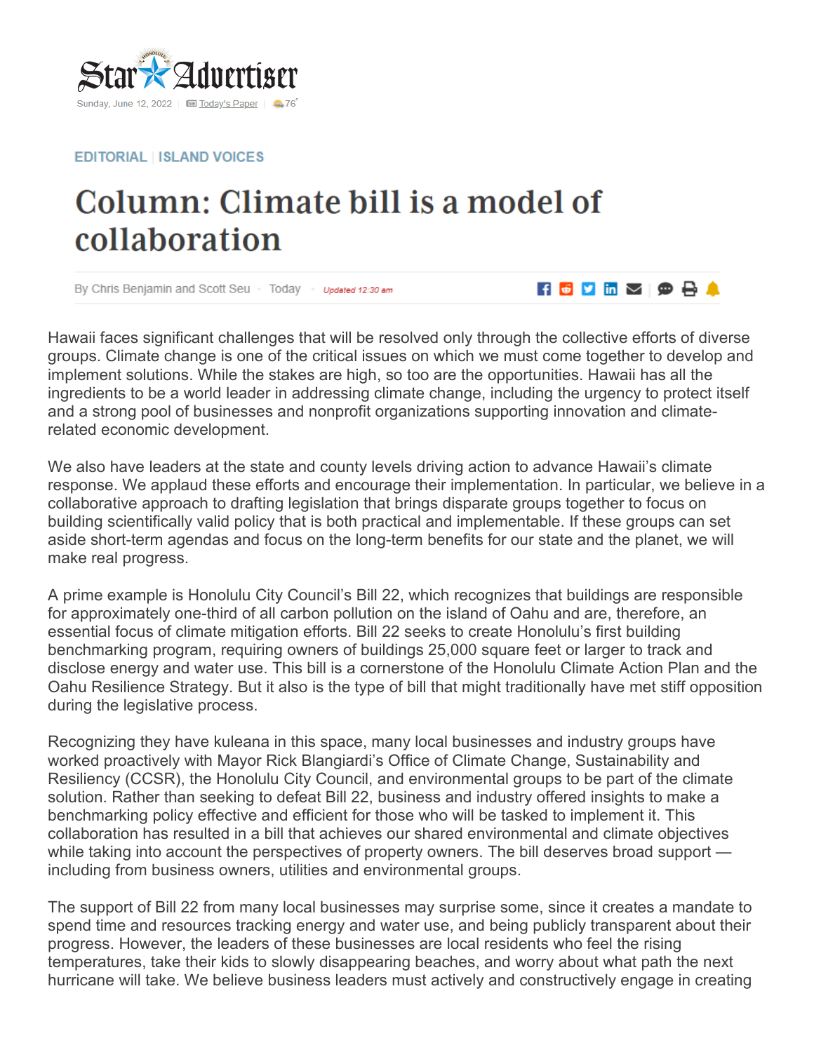Sunday, June 12, 2022 | Today's Paper | 76°

EDITORIAL | ISLAND VOICES

# Column: Climate bill is a model of collaboration

By Chris Benjamin and Scott Seu · Today · *Updated 12:30 am*

Hawaii faces significant challenges that will be resolved only through the collective efforts of diverse groups. Climate change is one of the critical issues on which we must come together to develop and implement solutions. While the stakes are high, so too are the opportunities. Hawaii has all the ingredients to be a world leader in addressing climate change, including the urgency to protect itself and a strong pool of businesses and nonprofit organizations supporting innovation and climate-related economic development.

We also have leaders at the state and county levels driving action to advance Hawaii's climate response. We applaud these efforts and encourage their implementation. In particular, we believe in a collaborative approach to drafting legislation that brings disparate groups together to focus on building scientifically valid policy that is both practical and implementable. If these groups can set aside short-term agendas and focus on the long-term benefits for our state and the planet, we will make real progress.

A prime example is Honolulu City Council's Bill 22, which recognizes that buildings are responsible for approximately one-third of all carbon pollution on the island of Oahu and are, therefore, an essential focus of climate mitigation efforts. Bill 22 seeks to create Honolulu's first building benchmarking program, requiring owners of buildings 25,000 square feet or larger to track and disclose energy and water use. This bill is a cornerstone of the Honolulu Climate Action Plan and the Oahu Resilience Strategy. But it also is the type of bill that might traditionally have met stiff opposition during the legislative process.

Recognizing they have kuleana in this space, many local businesses and industry groups have worked proactively with Mayor Rick Blangiardi's Office of Climate Change, Sustainability and Resiliency (CCSR), the Honolulu City Council, and environmental groups to be part of the climate solution. Rather than seeking to defeat Bill 22, business and industry offered insights to make a benchmarking policy effective and efficient for those who will be tasked to implement it. This collaboration has resulted in a bill that achieves our shared environmental and climate objectives while taking into account the perspectives of property owners. The bill deserves broad support — including from business owners, utilities and environmental groups.

The support of Bill 22 from many local businesses may surprise some, since it creates a mandate to spend time and resources tracking energy and water use, and being publicly transparent about their progress. However, the leaders of these businesses are local residents who feel the rising temperatures, take their kids to slowly disappearing beaches, and worry about what path the next hurricane will take. We believe business leaders must actively and constructively engage in creating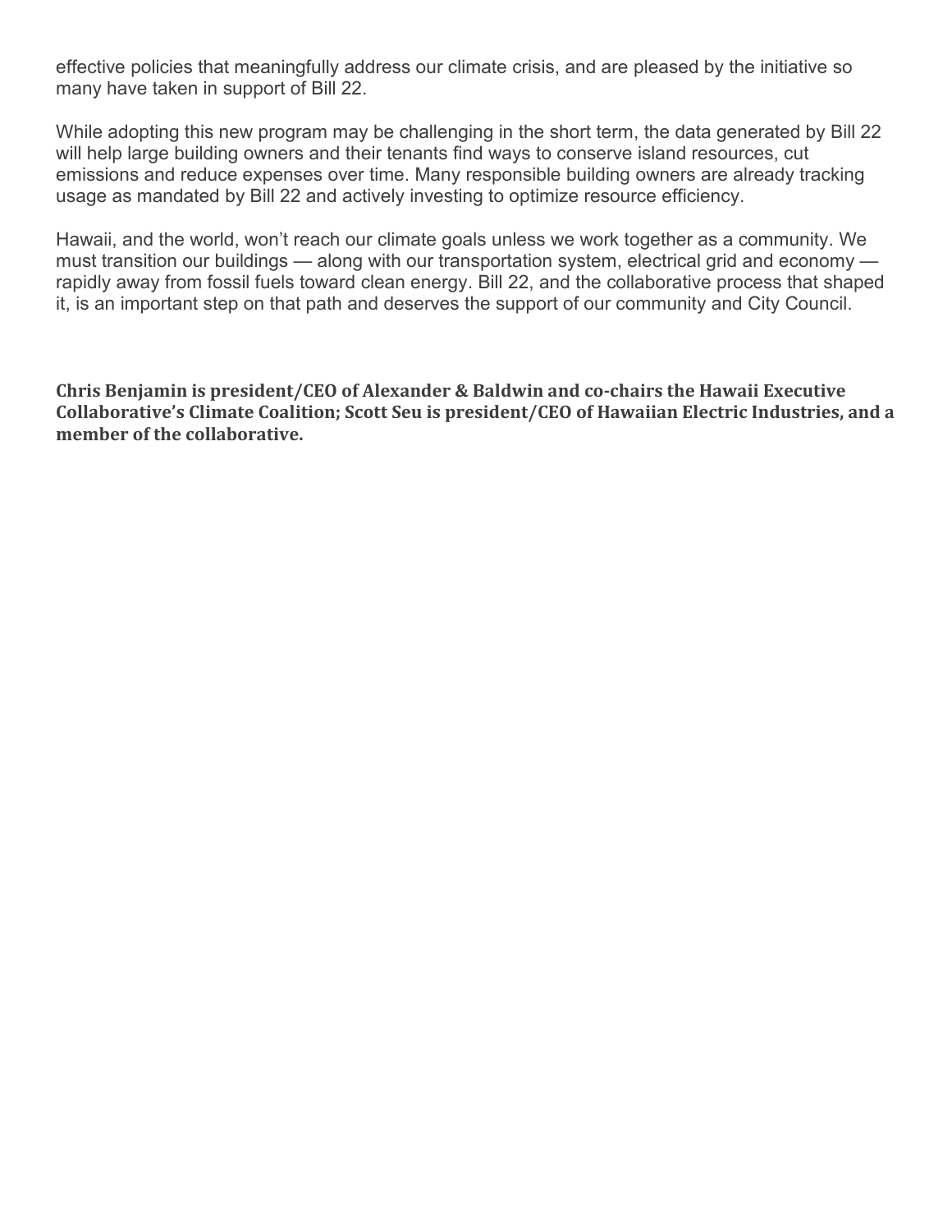effective policies that meaningfully address our climate crisis, and are pleased by the initiative so many have taken in support of Bill 22.

While adopting this new program may be challenging in the short term, the data generated by Bill 22 will help large building owners and their tenants find ways to conserve island resources, cut emissions and reduce expenses over time. Many responsible building owners are already tracking usage as mandated by Bill 22 and actively investing to optimize resource efficiency.

Hawaii, and the world, won't reach our climate goals unless we work together as a community. We must transition our buildings — along with our transportation system, electrical grid and economy — rapidly away from fossil fuels toward clean energy. Bill 22, and the collaborative process that shaped it, is an important step on that path and deserves the support of our community and City Council.

**Chris Benjamin is president/CEO of Alexander & Baldwin and co-chairs the Hawaii Executive Collaborative's Climate Coalition; Scott Seu is president/CEO of Hawaiian Electric Industries, and a member of the collaborative.**